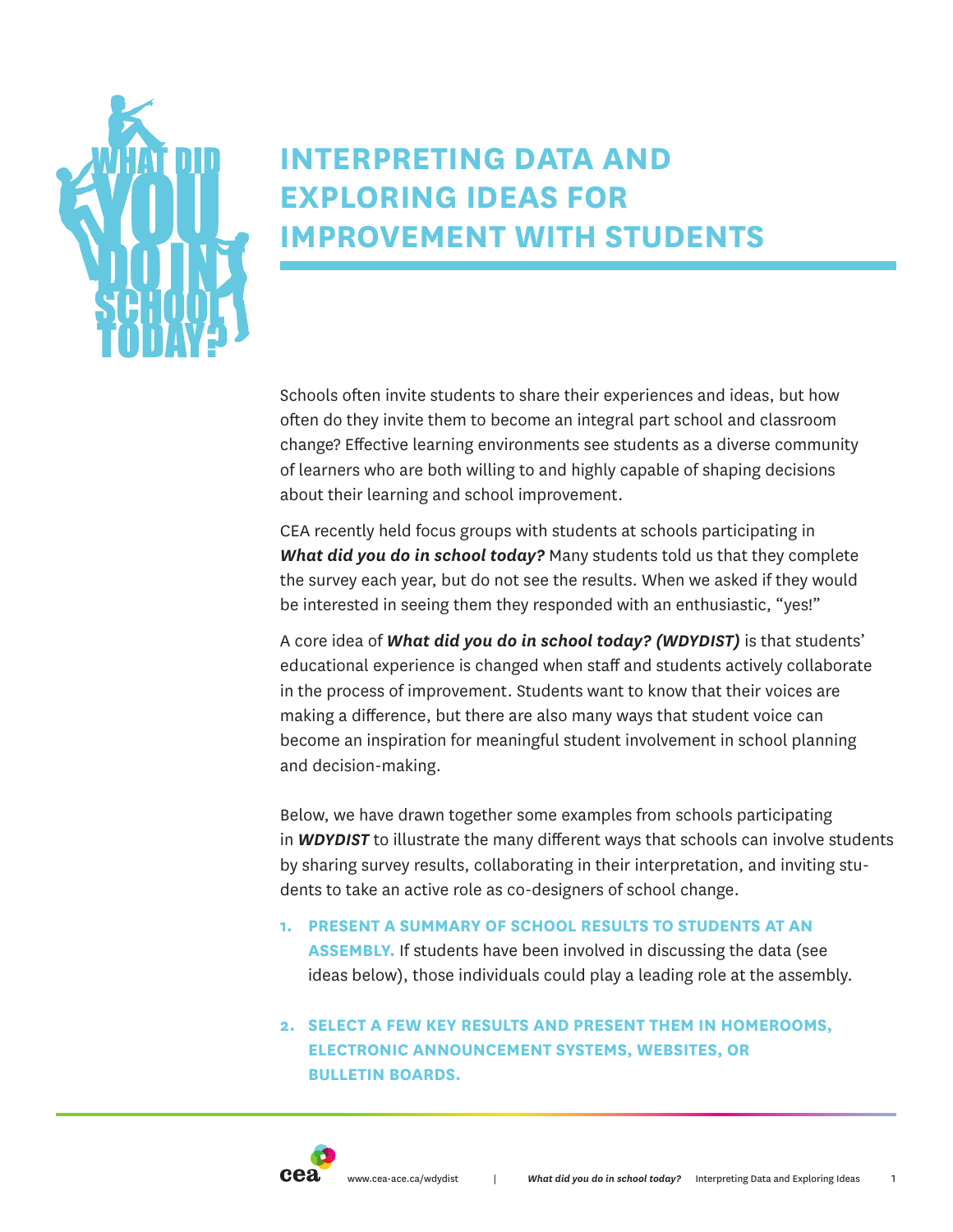# INTERPRETING DATA AND EXPLORING IDEAS FOR IMPROVEMENT WITH STUDENTS

Schools often invite students to share their experiences and ideas, but how often do they invite them to become an integral part school and classroom change? Effective learning environments see students as a diverse community of learners who are both willing to and highly capable of shaping decisions about their learning and school improvement.

CEA recently held focus groups with students at schools participating in ***What did you do in school today?*** Many students told us that they complete the survey each year, but do not see the results. When we asked if they would be interested in seeing them they responded with an enthusiastic, "yes!"

A core idea of ***What did you do in school today? (WDYDIST)*** is that students' educational experience is changed when staff and students actively collaborate in the process of improvement. Students want to know that their voices are making a difference, but there are also many ways that student voice can become an inspiration for meaningful student involvement in school planning and decision-making.

Below, we have drawn together some examples from schools participating in ***WDYDIST*** to illustrate the many different ways that schools can involve students by sharing survey results, collaborating in their interpretation, and inviting students to take an active role as co-designers of school change.

1. **PRESENT A SUMMARY OF SCHOOL RESULTS TO STUDENTS AT AN ASSEMBLY.** If students have been involved in discussing the data (see ideas below), those individuals could play a leading role at the assembly.

2. **SELECT A FEW KEY RESULTS AND PRESENT THEM IN HOMEROOMS, ELECTRONIC ANNOUNCEMENT SYSTEMS, WEBSITES, OR BULLETIN BOARDS.**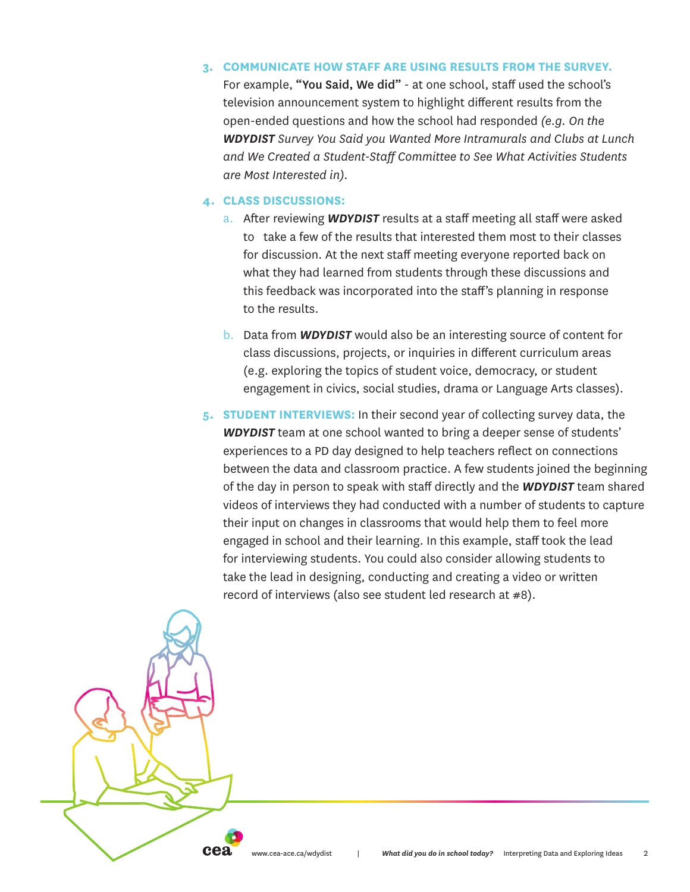3. **COMMUNICATE HOW STAFF ARE USING RESULTS FROM THE SURVEY.** For example, **"You Said, We did"** - at one school, staff used the school's television announcement system to highlight different results from the open-ended questions and how the school had responded *(e.g. On the **WDYDIST** Survey You Said you Wanted More Intramurals and Clubs at Lunch and We Created a Student-Staff Committee to See What Activities Students are Most Interested in).*

4. **CLASS DISCUSSIONS:**
   a. After reviewing ***WDYDIST*** results at a staff meeting all staff were asked to take a few of the results that interested them most to their classes for discussion. At the next staff meeting everyone reported back on what they had learned from students through these discussions and this feedback was incorporated into the staff's planning in response to the results.

   b. Data from ***WDYDIST*** would also be an interesting source of content for class discussions, projects, or inquiries in different curriculum areas (e.g. exploring the topics of student voice, democracy, or student engagement in civics, social studies, drama or Language Arts classes).

5. **STUDENT INTERVIEWS:** In their second year of collecting survey data, the ***WDYDIST*** team at one school wanted to bring a deeper sense of students' experiences to a PD day designed to help teachers reflect on connections between the data and classroom practice. A few students joined the beginning of the day in person to speak with staff directly and the ***WDYDIST*** team shared videos of interviews they had conducted with a number of students to capture their input on changes in classrooms that would help them to feel more engaged in school and their learning. In this example, staff took the lead for interviewing students. You could also consider allowing students to take the lead in designing, conducting and creating a video or written record of interviews (also see student led research at #8).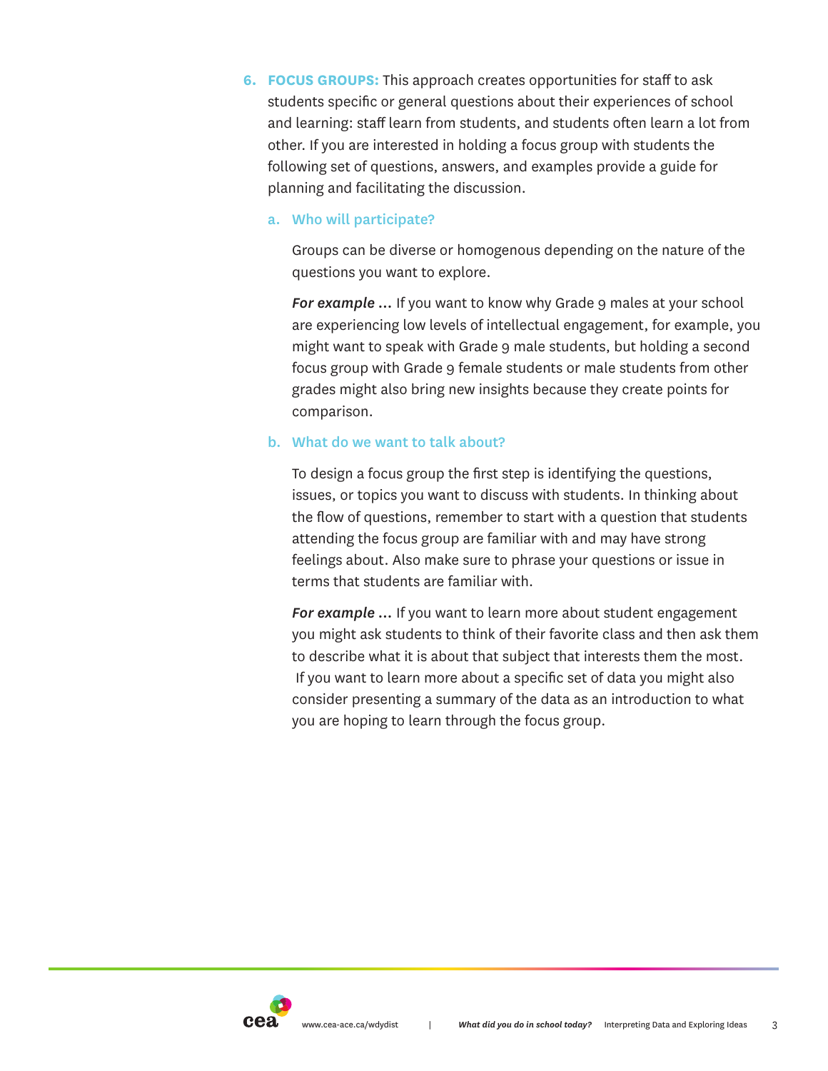6. **FOCUS GROUPS:** This approach creates opportunities for staff to ask students specific or general questions about their experiences of school and learning: staff learn from students, and students often learn a lot from other. If you are interested in holding a focus group with students the following set of questions, answers, and examples provide a guide for planning and facilitating the discussion.

   a. **Who will participate?**

      Groups can be diverse or homogenous depending on the nature of the questions you want to explore.

      ***For example …*** If you want to know why Grade 9 males at your school are experiencing low levels of intellectual engagement, for example, you might want to speak with Grade 9 male students, but holding a second focus group with Grade 9 female students or male students from other grades might also bring new insights because they create points for comparison.

   b. **What do we want to talk about?**

      To design a focus group the first step is identifying the questions, issues, or topics you want to discuss with students. In thinking about the flow of questions, remember to start with a question that students attending the focus group are familiar with and may have strong feelings about. Also make sure to phrase your questions or issue in terms that students are familiar with.

      ***For example …*** If you want to learn more about student engagement you might ask students to think of their favorite class and then ask them to describe what it is about that subject that interests them the most. If you want to learn more about a specific set of data you might also consider presenting a summary of the data as an introduction to what you are hoping to learn through the focus group.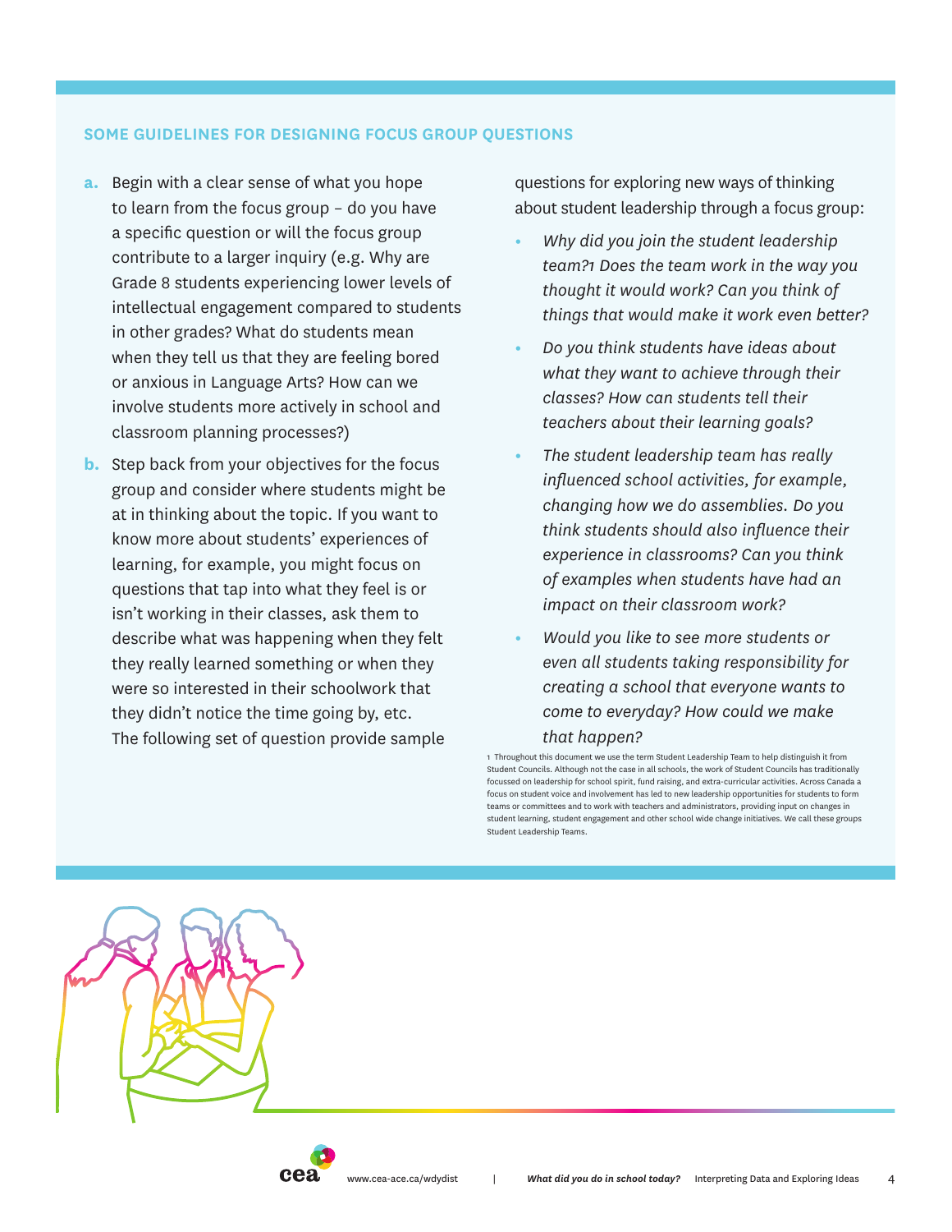### SOME GUIDELINES FOR DESIGNING FOCUS GROUP QUESTIONS

**a.** Begin with a clear sense of what you hope to learn from the focus group – do you have a specific question or will the focus group contribute to a larger inquiry (e.g. Why are Grade 8 students experiencing lower levels of intellectual engagement compared to students in other grades? What do students mean when they tell us that they are feeling bored or anxious in Language Arts? How can we involve students more actively in school and classroom planning processes?)

**b.** Step back from your objectives for the focus group and consider where students might be at in thinking about the topic. If you want to know more about students' experiences of learning, for example, you might focus on questions that tap into what they feel is or isn't working in their classes, ask them to describe what was happening when they felt they really learned something or when they were so interested in their schoolwork that they didn't notice the time going by, etc. The following set of question provide sample questions for exploring new ways of thinking about student leadership through a focus group:

- *Why did you join the student leadership team?*[1] *Does the team work in the way you thought it would work? Can you think of things that would make it work even better?*
- *Do you think students have ideas about what they want to achieve through their classes? How can students tell their teachers about their learning goals?*
- *The student leadership team has really influenced school activities, for example, changing how we do assemblies. Do you think students should also influence their experience in classrooms? Can you think of examples when students have had an impact on their classroom work?*
- *Would you like to see more students or even all students taking responsibility for creating a school that everyone wants to come to everyday? How could we make that happen?*

[1] Throughout this document we use the term Student Leadership Team to help distinguish it from Student Councils. Although not the case in all schools, the work of Student Councils has traditionally focussed on leadership for school spirit, fund raising, and extra-curricular activities. Across Canada a focus on student voice and involvement has led to new leadership opportunities for students to form teams or committees and to work with teachers and administrators, providing input on changes in student learning, student engagement and other school wide change initiatives. We call these groups Student Leadership Teams.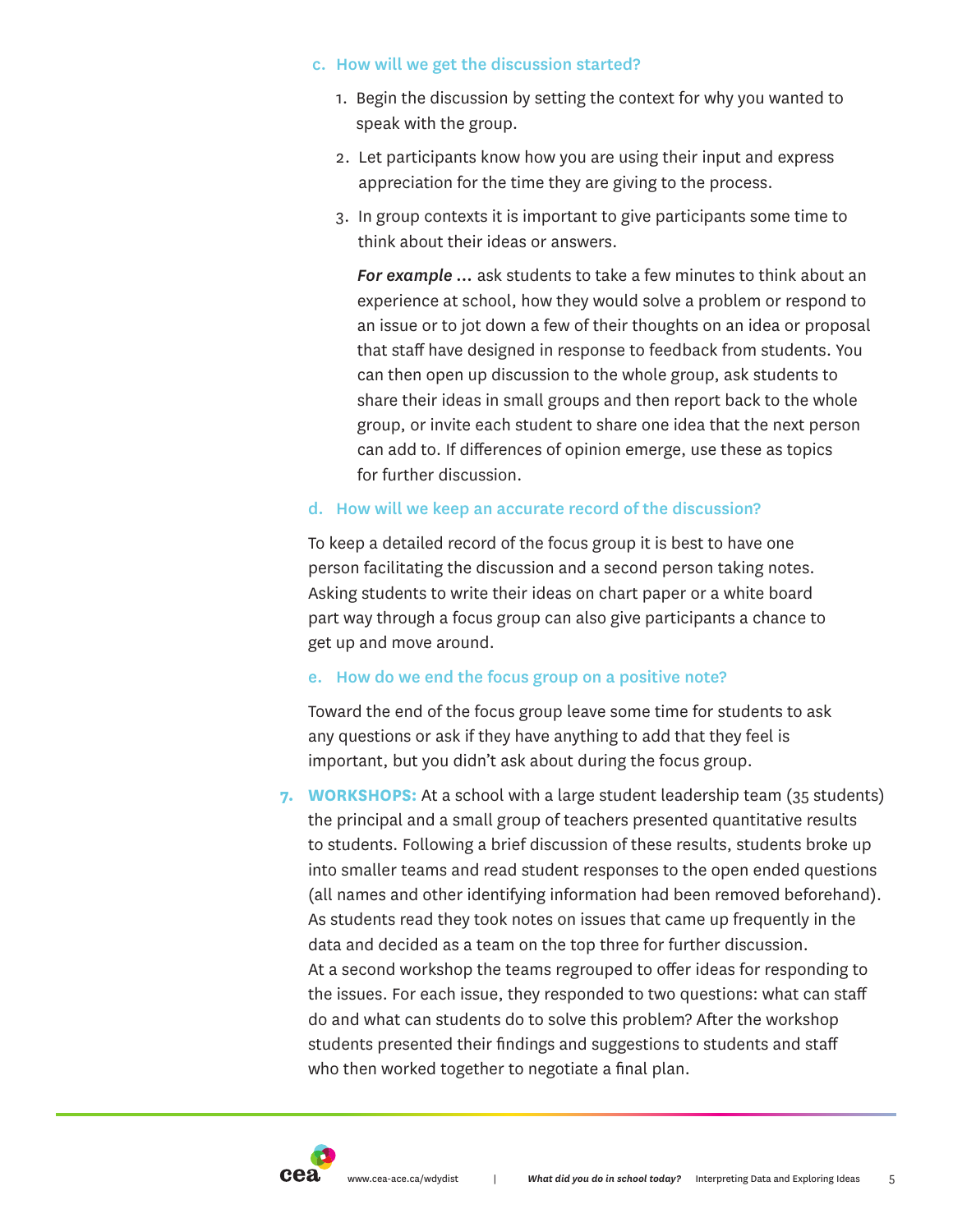c. **How will we get the discussion started?**

1. Begin the discussion by setting the context for why you wanted to speak with the group.
2. Let participants know how you are using their input and express appreciation for the time they are giving to the process.
3. In group contexts it is important to give participants some time to think about their ideas or answers.

   ***For example …*** ask students to take a few minutes to think about an experience at school, how they would solve a problem or respond to an issue or to jot down a few of their thoughts on an idea or proposal that staff have designed in response to feedback from students. You can then open up discussion to the whole group, ask students to share their ideas in small groups and then report back to the whole group, or invite each student to share one idea that the next person can add to. If differences of opinion emerge, use these as topics for further discussion.

d. **How will we keep an accurate record of the discussion?**

To keep a detailed record of the focus group it is best to have one person facilitating the discussion and a second person taking notes. Asking students to write their ideas on chart paper or a white board part way through a focus group can also give participants a chance to get up and move around.

e. **How do we end the focus group on a positive note?**

Toward the end of the focus group leave some time for students to ask any questions or ask if they have anything to add that they feel is important, but you didn't ask about during the focus group.

7. **WORKSHOPS:** At a school with a large student leadership team (35 students) the principal and a small group of teachers presented quantitative results to students. Following a brief discussion of these results, students broke up into smaller teams and read student responses to the open ended questions (all names and other identifying information had been removed beforehand). As students read they took notes on issues that came up frequently in the data and decided as a team on the top three for further discussion. At a second workshop the teams regrouped to offer ideas for responding to the issues. For each issue, they responded to two questions: what can staff do and what can students do to solve this problem? After the workshop students presented their findings and suggestions to students and staff who then worked together to negotiate a final plan.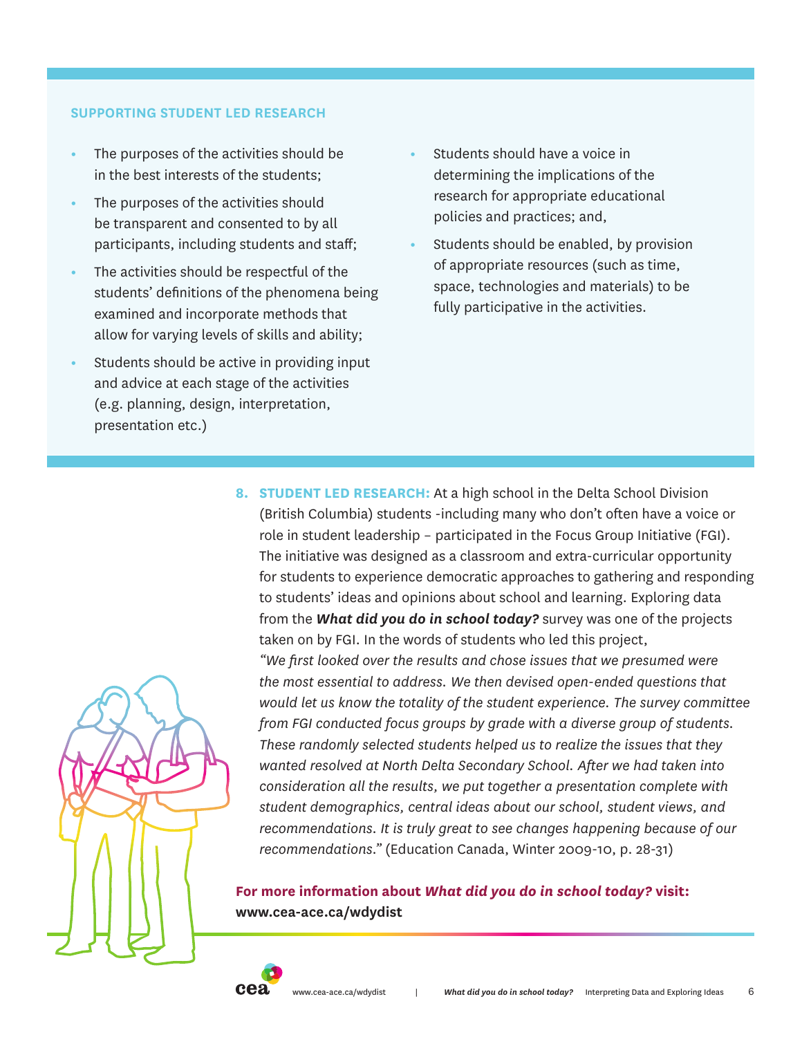## SUPPORTING STUDENT LED RESEARCH

- The purposes of the activities should be in the best interests of the students;
- The purposes of the activities should be transparent and consented to by all participants, including students and staff;
- The activities should be respectful of the students' definitions of the phenomena being examined and incorporate methods that allow for varying levels of skills and ability;
- Students should be active in providing input and advice at each stage of the activities (e.g. planning, design, interpretation, presentation etc.)
- Students should have a voice in determining the implications of the research for appropriate educational policies and practices; and,
- Students should be enabled, by provision of appropriate resources (such as time, space, technologies and materials) to be fully participative in the activities.

8. **STUDENT LED RESEARCH:** At a high school in the Delta School Division (British Columbia) students -including many who don't often have a voice or role in student leadership – participated in the Focus Group Initiative (FGI). The initiative was designed as a classroom and extra-curricular opportunity for students to experience democratic approaches to gathering and responding to students' ideas and opinions about school and learning. Exploring data from the ***What did you do in school today?*** survey was one of the projects taken on by FGI. In the words of students who led this project, *"We first looked over the results and chose issues that we presumed were the most essential to address. We then devised open-ended questions that would let us know the totality of the student experience. The survey committee from FGI conducted focus groups by grade with a diverse group of students. These randomly selected students helped us to realize the issues that they wanted resolved at North Delta Secondary School. After we had taken into consideration all the results, we put together a presentation complete with student demographics, central ideas about our school, student views, and recommendations. It is truly great to see changes happening because of our recommendations."* (Education Canada, Winter 2009-10, p. 28-31)

**For more information about *What did you do in school today?* visit: www.cea-ace.ca/wdydist**